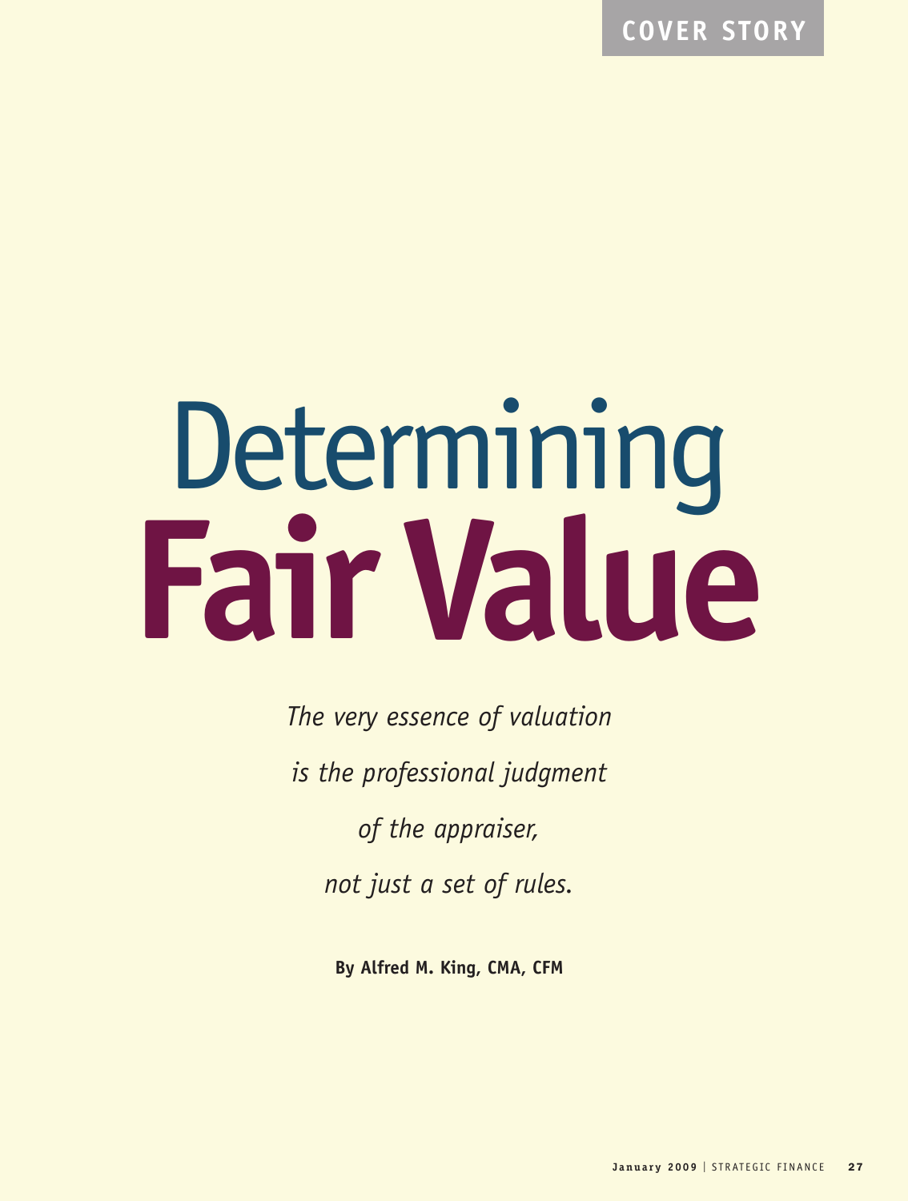COVER STORY

# Determining Fair Value

*The very essence of valuation is the professional judgment of the appraiser, not just a set of rules.*

**By Alfred M. King, CMA, CFM**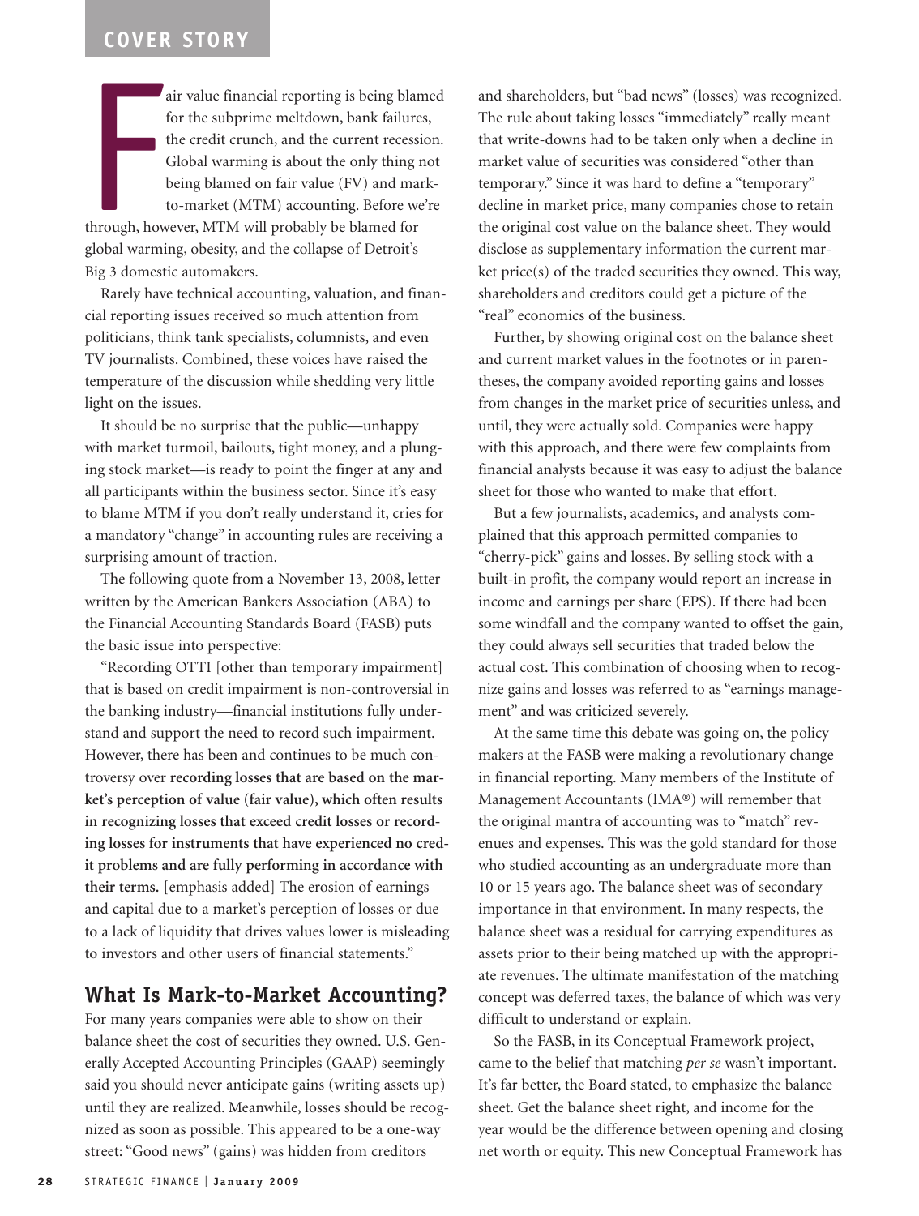Fair value financial reporting is being blamed for the subprime meltdown, bank failures, the credit crunch, and the current recession. Global warming is about the only thing not being blamed on fair value (FV) and mark-to-market (MTM) accounting. Before we're through, however, MTM will probably be blamed for global warming, obesity, and the collapse of Detroit's Big 3 domestic automakers.

Rarely have technical accounting, valuation, and financial reporting issues received so much attention from politicians, think tank specialists, columnists, and even TV journalists. Combined, these voices have raised the temperature of the discussion while shedding very little light on the issues.

It should be no surprise that the public—unhappy with market turmoil, bailouts, tight money, and a plunging stock market—is ready to point the finger at any and all participants within the business sector. Since it's easy to blame MTM if you don't really understand it, cries for a mandatory "change" in accounting rules are receiving a surprising amount of traction.

The following quote from a November 13, 2008, letter written by the American Bankers Association (ABA) to the Financial Accounting Standards Board (FASB) puts the basic issue into perspective:

"Recording OTTI [other than temporary impairment] that is based on credit impairment is non-controversial in the banking industry—financial institutions fully understand and support the need to record such impairment. However, there has been and continues to be much controversy over **recording losses that are based on the market's perception of value (fair value), which often results in recognizing losses that exceed credit losses or recording losses for instruments that have experienced no credit problems and are fully performing in accordance with their terms.** [emphasis added] The erosion of earnings and capital due to a market's perception of losses or due to a lack of liquidity that drives values lower is misleading to investors and other users of financial statements."

## What Is Mark-to-Market Accounting?

For many years companies were able to show on their balance sheet the cost of securities they owned. U.S. Generally Accepted Accounting Principles (GAAP) seemingly said you should never anticipate gains (writing assets up) until they are realized. Meanwhile, losses should be recognized as soon as possible. This appeared to be a one-way street: "Good news" (gains) was hidden from creditors and shareholders, but "bad news" (losses) was recognized. The rule about taking losses "immediately" really meant that write-downs had to be taken only when a decline in market value of securities was considered "other than temporary." Since it was hard to define a "temporary" decline in market price, many companies chose to retain the original cost value on the balance sheet. They would disclose as supplementary information the current market price(s) of the traded securities they owned. This way, shareholders and creditors could get a picture of the "real" economics of the business.

Further, by showing original cost on the balance sheet and current market values in the footnotes or in parentheses, the company avoided reporting gains and losses from changes in the market price of securities unless, and until, they were actually sold. Companies were happy with this approach, and there were few complaints from financial analysts because it was easy to adjust the balance sheet for those who wanted to make that effort.

But a few journalists, academics, and analysts complained that this approach permitted companies to "cherry-pick" gains and losses. By selling stock with a built-in profit, the company would report an increase in income and earnings per share (EPS). If there had been some windfall and the company wanted to offset the gain, they could always sell securities that traded below the actual cost. This combination of choosing when to recognize gains and losses was referred to as "earnings management" and was criticized severely.

At the same time this debate was going on, the policy makers at the FASB were making a revolutionary change in financial reporting. Many members of the Institute of Management Accountants (IMA®) will remember that the original mantra of accounting was to "match" revenues and expenses. This was the gold standard for those who studied accounting as an undergraduate more than 10 or 15 years ago. The balance sheet was of secondary importance in that environment. In many respects, the balance sheet was a residual for carrying expenditures as assets prior to their being matched up with the appropriate revenues. The ultimate manifestation of the matching concept was deferred taxes, the balance of which was very difficult to understand or explain.

So the FASB, in its Conceptual Framework project, came to the belief that matching *per se* wasn't important. It's far better, the Board stated, to emphasize the balance sheet. Get the balance sheet right, and income for the year would be the difference between opening and closing net worth or equity. This new Conceptual Framework has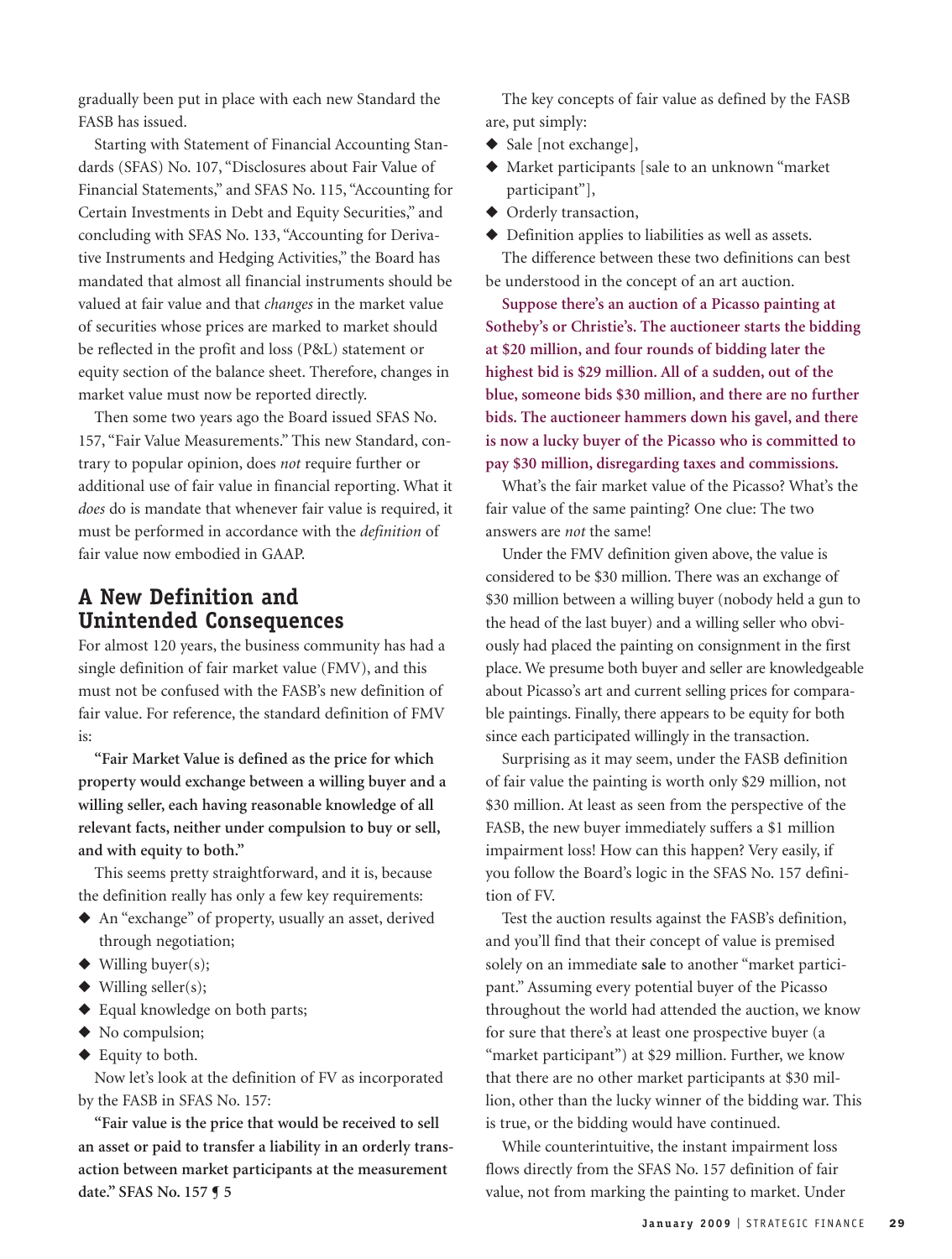gradually been put in place with each new Standard the FASB has issued.

Starting with Statement of Financial Accounting Standards (SFAS) No. 107, "Disclosures about Fair Value of Financial Statements," and SFAS No. 115, "Accounting for Certain Investments in Debt and Equity Securities," and concluding with SFAS No. 133, "Accounting for Derivative Instruments and Hedging Activities," the Board has mandated that almost all financial instruments should be valued at fair value and that *changes* in the market value of securities whose prices are marked to market should be reflected in the profit and loss (P&L) statement or equity section of the balance sheet. Therefore, changes in market value must now be reported directly.

Then some two years ago the Board issued SFAS No. 157, "Fair Value Measurements." This new Standard, contrary to popular opinion, does *not* require further or additional use of fair value in financial reporting. What it *does* do is mandate that whenever fair value is required, it must be performed in accordance with the *definition* of fair value now embodied in GAAP.

## A New Definition and Unintended Consequences

For almost 120 years, the business community has had a single definition of fair market value (FMV), and this must not be confused with the FASB's new definition of fair value. For reference, the standard definition of FMV is:

**"Fair Market Value is defined as the price for which property would exchange between a willing buyer and a willing seller, each having reasonable knowledge of all relevant facts, neither under compulsion to buy or sell, and with equity to both."**

This seems pretty straightforward, and it is, because the definition really has only a few key requirements:

- An "exchange" of property, usually an asset, derived through negotiation;
- Willing buyer(s);
- Willing seller(s);
- Equal knowledge on both parts;
- No compulsion;
- Equity to both.

Now let's look at the definition of FV as incorporated by the FASB in SFAS No. 157:

**"Fair value is the price that would be received to sell an asset or paid to transfer a liability in an orderly transaction between market participants at the measurement date." SFAS No. 157 ¶ 5**

The key concepts of fair value as defined by the FASB are, put simply:

- Sale [not exchange],
- Market participants [sale to an unknown "market participant"],
- Orderly transaction,
- Definition applies to liabilities as well as assets.

The difference between these two definitions can best be understood in the concept of an art auction.

**Suppose there's an auction of a Picasso painting at Sotheby's or Christie's. The auctioneer starts the bidding at $20 million, and four rounds of bidding later the highest bid is $29 million. All of a sudden, out of the blue, someone bids $30 million, and there are no further bids. The auctioneer hammers down his gavel, and there is now a lucky buyer of the Picasso who is committed to pay $30 million, disregarding taxes and commissions.**

What's the fair market value of the Picasso? What's the fair value of the same painting? One clue: The two answers are *not* the same!

Under the FMV definition given above, the value is considered to be $30 million. There was an exchange of $30 million between a willing buyer (nobody held a gun to the head of the last buyer) and a willing seller who obviously had placed the painting on consignment in the first place. We presume both buyer and seller are knowledgeable about Picasso's art and current selling prices for comparable paintings. Finally, there appears to be equity for both since each participated willingly in the transaction.

Surprising as it may seem, under the FASB definition of fair value the painting is worth only $29 million, not $30 million. At least as seen from the perspective of the FASB, the new buyer immediately suffers a $1 million impairment loss! How can this happen? Very easily, if you follow the Board's logic in the SFAS No. 157 definition of FV.

Test the auction results against the FASB's definition, and you'll find that their concept of value is premised solely on an immediate **sale** to another "market participant." Assuming every potential buyer of the Picasso throughout the world had attended the auction, we know for sure that there's at least one prospective buyer (a "market participant") at $29 million. Further, we know that there are no other market participants at $30 million, other than the lucky winner of the bidding war. This is true, or the bidding would have continued.

While counterintuitive, the instant impairment loss flows directly from the SFAS No. 157 definition of fair value, not from marking the painting to market. Under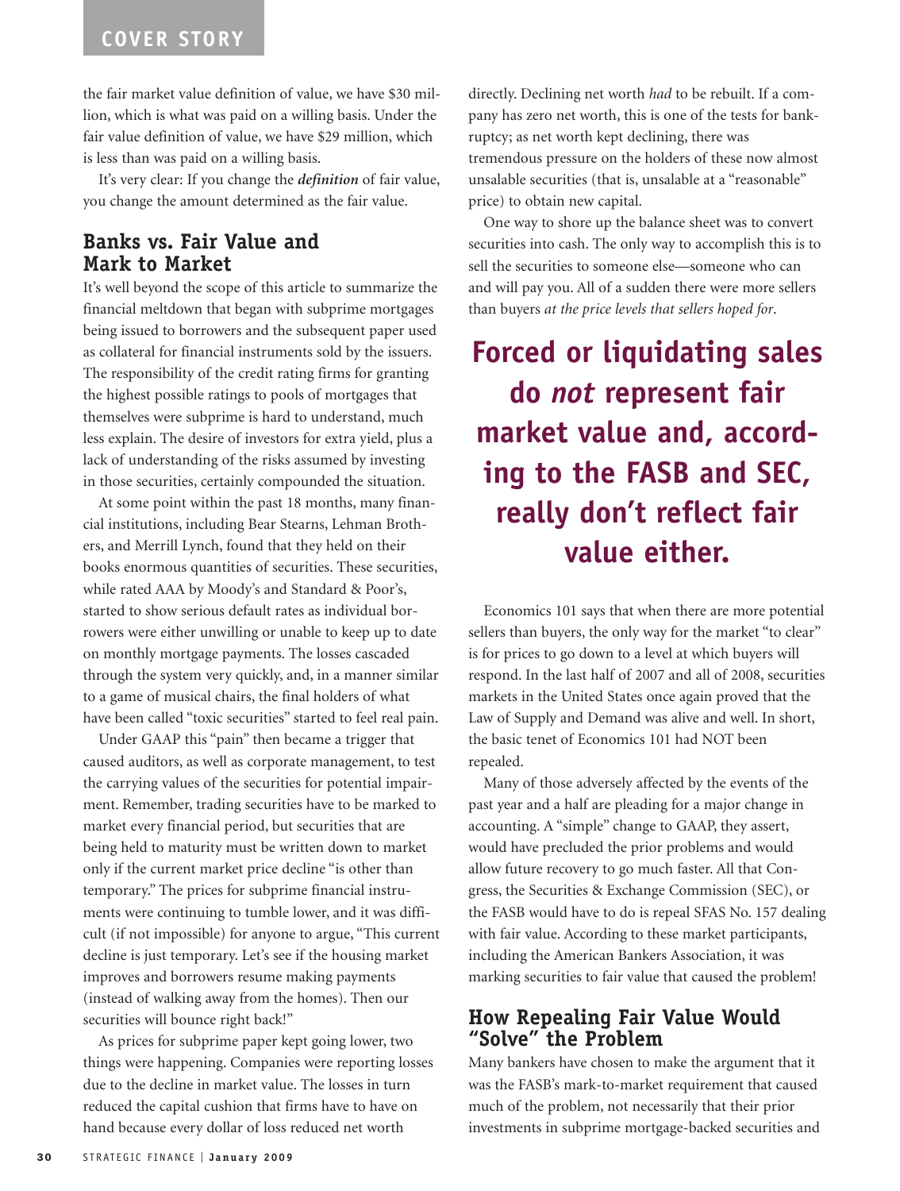the fair market value definition of value, we have $30 million, which is what was paid on a willing basis. Under the fair value definition of value, we have $29 million, which is less than was paid on a willing basis.

It's very clear: If you change the ***definition*** of fair value, you change the amount determined as the fair value.

## Banks vs. Fair Value and Mark to Market

It's well beyond the scope of this article to summarize the financial meltdown that began with subprime mortgages being issued to borrowers and the subsequent paper used as collateral for financial instruments sold by the issuers. The responsibility of the credit rating firms for granting the highest possible ratings to pools of mortgages that themselves were subprime is hard to understand, much less explain. The desire of investors for extra yield, plus a lack of understanding of the risks assumed by investing in those securities, certainly compounded the situation.

At some point within the past 18 months, many financial institutions, including Bear Stearns, Lehman Brothers, and Merrill Lynch, found that they held on their books enormous quantities of securities. These securities, while rated AAA by Moody's and Standard & Poor's, started to show serious default rates as individual borrowers were either unwilling or unable to keep up to date on monthly mortgage payments. The losses cascaded through the system very quickly, and, in a manner similar to a game of musical chairs, the final holders of what have been called "toxic securities" started to feel real pain.

Under GAAP this "pain" then became a trigger that caused auditors, as well as corporate management, to test the carrying values of the securities for potential impairment. Remember, trading securities have to be marked to market every financial period, but securities that are being held to maturity must be written down to market only if the current market price decline "is other than temporary." The prices for subprime financial instruments were continuing to tumble lower, and it was difficult (if not impossible) for anyone to argue, "This current decline is just temporary. Let's see if the housing market improves and borrowers resume making payments (instead of walking away from the homes). Then our securities will bounce right back!"

As prices for subprime paper kept going lower, two things were happening. Companies were reporting losses due to the decline in market value. The losses in turn reduced the capital cushion that firms have to have on hand because every dollar of loss reduced net worth directly. Declining net worth *had* to be rebuilt. If a company has zero net worth, this is one of the tests for bankruptcy; as net worth kept declining, there was tremendous pressure on the holders of these now almost unsalable securities (that is, unsalable at a "reasonable" price) to obtain new capital.

One way to shore up the balance sheet was to convert securities into cash. The only way to accomplish this is to sell the securities to someone else—someone who can and will pay you. All of a sudden there were more sellers than buyers *at the price levels that sellers hoped for*.

**Forced or liquidating sales do *not* represent fair market value and, according to the FASB and SEC, really don't reflect fair value either.**

Economics 101 says that when there are more potential sellers than buyers, the only way for the market "to clear" is for prices to go down to a level at which buyers will respond. In the last half of 2007 and all of 2008, securities markets in the United States once again proved that the Law of Supply and Demand was alive and well. In short, the basic tenet of Economics 101 had NOT been repealed.

Many of those adversely affected by the events of the past year and a half are pleading for a major change in accounting. A "simple" change to GAAP, they assert, would have precluded the prior problems and would allow future recovery to go much faster. All that Congress, the Securities & Exchange Commission (SEC), or the FASB would have to do is repeal SFAS No. 157 dealing with fair value. According to these market participants, including the American Bankers Association, it was marking securities to fair value that caused the problem!

## How Repealing Fair Value Would "Solve" the Problem

Many bankers have chosen to make the argument that it was the FASB's mark-to-market requirement that caused much of the problem, not necessarily that their prior investments in subprime mortgage-backed securities and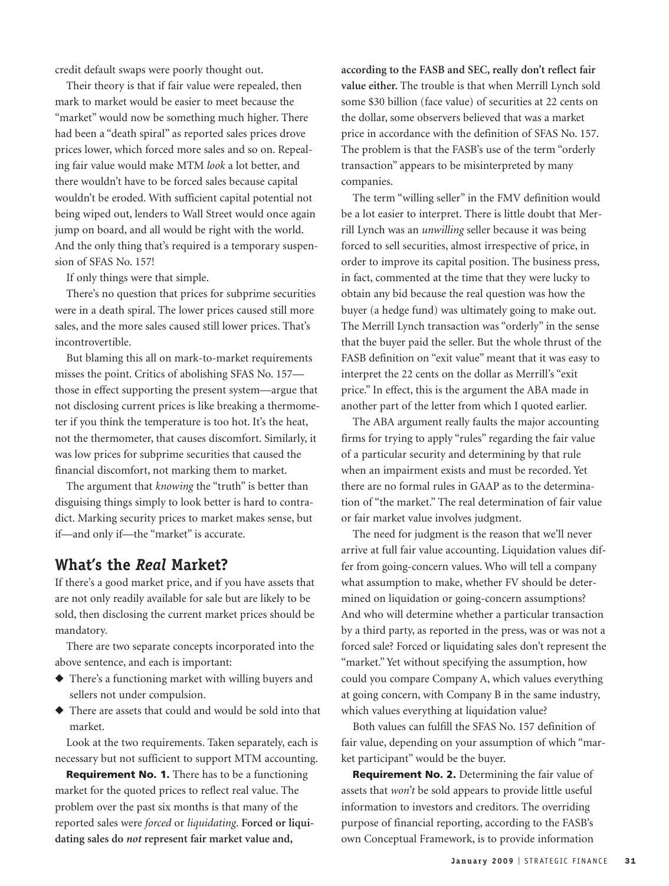credit default swaps were poorly thought out.

Their theory is that if fair value were repealed, then mark to market would be easier to meet because the "market" would now be something much higher. There had been a "death spiral" as reported sales prices drove prices lower, which forced more sales and so on. Repealing fair value would make MTM *look* a lot better, and there wouldn't have to be forced sales because capital wouldn't be eroded. With sufficient capital potential not being wiped out, lenders to Wall Street would once again jump on board, and all would be right with the world. And the only thing that's required is a temporary suspension of SFAS No. 157!

If only things were that simple.

There's no question that prices for subprime securities were in a death spiral. The lower prices caused still more sales, and the more sales caused still lower prices. That's incontrovertible.

But blaming this all on mark-to-market requirements misses the point. Critics of abolishing SFAS No. 157—those in effect supporting the present system—argue that not disclosing current prices is like breaking a thermometer if you think the temperature is too hot. It's the heat, not the thermometer, that causes discomfort. Similarly, it was low prices for subprime securities that caused the financial discomfort, not marking them to market.

The argument that *knowing* the "truth" is better than disguising things simply to look better is hard to contradict. Marking security prices to market makes sense, but if—and only if—the "market" is accurate.

## What's the *Real* Market?

If there's a good market price, and if you have assets that are not only readily available for sale but are likely to be sold, then disclosing the current market prices should be mandatory.

There are two separate concepts incorporated into the above sentence, and each is important:

- There's a functioning market with willing buyers and sellers not under compulsion.
- There are assets that could and would be sold into that market.

Look at the two requirements. Taken separately, each is necessary but not sufficient to support MTM accounting.

**Requirement No. 1.** There has to be a functioning market for the quoted prices to reflect real value. The problem over the past six months is that many of the reported sales were *forced* or *liquidating*. **Forced or liquidating sales do *not* represent fair market value and, according to the FASB and SEC, really don't reflect fair value either.** The trouble is that when Merrill Lynch sold some $30 billion (face value) of securities at 22 cents on the dollar, some observers believed that was a market price in accordance with the definition of SFAS No. 157. The problem is that the FASB's use of the term "orderly transaction" appears to be misinterpreted by many companies.

The term "willing seller" in the FMV definition would be a lot easier to interpret. There is little doubt that Merrill Lynch was an *unwilling* seller because it was being forced to sell securities, almost irrespective of price, in order to improve its capital position. The business press, in fact, commented at the time that they were lucky to obtain any bid because the real question was how the buyer (a hedge fund) was ultimately going to make out. The Merrill Lynch transaction was "orderly" in the sense that the buyer paid the seller. But the whole thrust of the FASB definition on "exit value" meant that it was easy to interpret the 22 cents on the dollar as Merrill's "exit price." In effect, this is the argument the ABA made in another part of the letter from which I quoted earlier.

The ABA argument really faults the major accounting firms for trying to apply "rules" regarding the fair value of a particular security and determining by that rule when an impairment exists and must be recorded. Yet there are no formal rules in GAAP as to the determination of "the market." The real determination of fair value or fair market value involves judgment.

The need for judgment is the reason that we'll never arrive at full fair value accounting. Liquidation values differ from going-concern values. Who will tell a company what assumption to make, whether FV should be determined on liquidation or going-concern assumptions? And who will determine whether a particular transaction by a third party, as reported in the press, was or was not a forced sale? Forced or liquidating sales don't represent the "market." Yet without specifying the assumption, how could you compare Company A, which values everything at going concern, with Company B in the same industry, which values everything at liquidation value?

Both values can fulfill the SFAS No. 157 definition of fair value, depending on your assumption of which "market participant" would be the buyer.

**Requirement No. 2.** Determining the fair value of assets that *won't* be sold appears to provide little useful information to investors and creditors. The overriding purpose of financial reporting, according to the FASB's own Conceptual Framework, is to provide information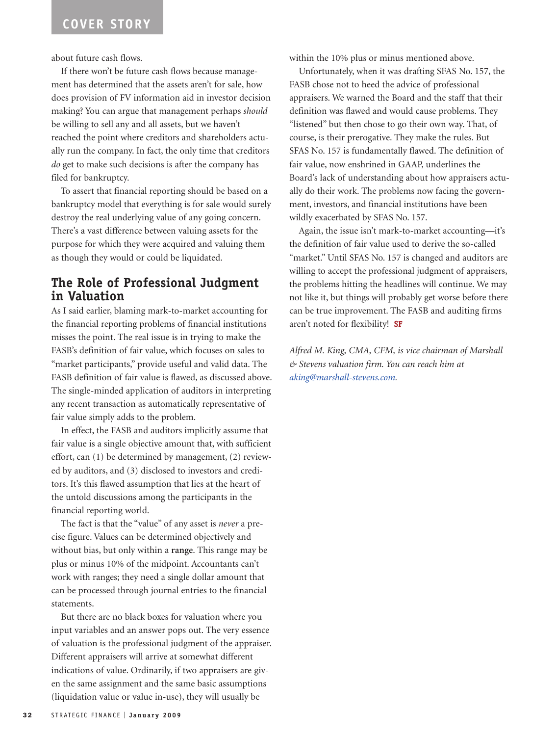about future cash flows.

If there won't be future cash flows because management has determined that the assets aren't for sale, how does provision of FV information aid in investor decision making? You can argue that management perhaps *should* be willing to sell any and all assets, but we haven't reached the point where creditors and shareholders actually run the company. In fact, the only time that creditors *do* get to make such decisions is after the company has filed for bankruptcy.

To assert that financial reporting should be based on a bankruptcy model that everything is for sale would surely destroy the real underlying value of any going concern. There's a vast difference between valuing assets for the purpose for which they were acquired and valuing them as though they would or could be liquidated.

## The Role of Professional Judgment in Valuation

As I said earlier, blaming mark-to-market accounting for the financial reporting problems of financial institutions misses the point. The real issue is in trying to make the FASB's definition of fair value, which focuses on sales to "market participants," provide useful and valid data. The FASB definition of fair value is flawed, as discussed above. The single-minded application of auditors in interpreting any recent transaction as automatically representative of fair value simply adds to the problem.

In effect, the FASB and auditors implicitly assume that fair value is a single objective amount that, with sufficient effort, can (1) be determined by management, (2) reviewed by auditors, and (3) disclosed to investors and creditors. It's this flawed assumption that lies at the heart of the untold discussions among the participants in the financial reporting world.

The fact is that the "value" of any asset is *never* a precise figure. Values can be determined objectively and without bias, but only within a **range**. This range may be plus or minus 10% of the midpoint. Accountants can't work with ranges; they need a single dollar amount that can be processed through journal entries to the financial statements.

But there are no black boxes for valuation where you input variables and an answer pops out. The very essence of valuation is the professional judgment of the appraiser. Different appraisers will arrive at somewhat different indications of value. Ordinarily, if two appraisers are given the same assignment and the same basic assumptions (liquidation value or value in-use), they will usually be within the 10% plus or minus mentioned above.

Unfortunately, when it was drafting SFAS No. 157, the FASB chose not to heed the advice of professional appraisers. We warned the Board and the staff that their definition was flawed and would cause problems. They "listened" but then chose to go their own way. That, of course, is their prerogative. They make the rules. But SFAS No. 157 is fundamentally flawed. The definition of fair value, now enshrined in GAAP, underlines the Board's lack of understanding about how appraisers actually do their work. The problems now facing the government, investors, and financial institutions have been wildly exacerbated by SFAS No. 157.

Again, the issue isn't mark-to-market accounting—it's the definition of fair value used to derive the so-called "market." Until SFAS No. 157 is changed and auditors are willing to accept the professional judgment of appraisers, the problems hitting the headlines will continue. We may not like it, but things will probably get worse before there can be true improvement. The FASB and auditing firms aren't noted for flexibility! **SF**

*Alfred M. King, CMA, CFM, is vice chairman of Marshall & Stevens valuation firm. You can reach him at aking@marshall-stevens.com.*